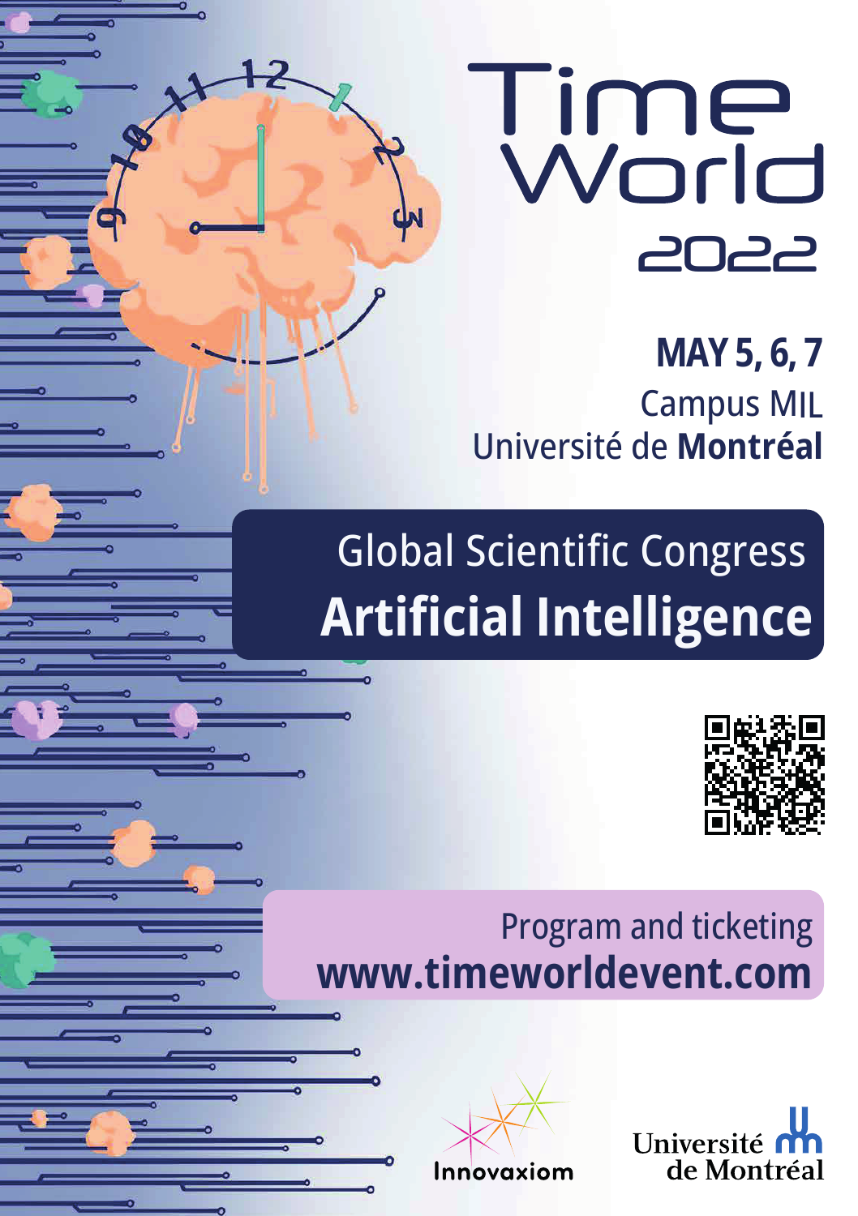# Time World 2022

**MAY 5, 6, 7**
Campus MIL
Université de **Montréal**

## Global Scientific Congress
## **Artificial Intelligence**

Program and ticketing
**www.timeworldevent.com**

Innovaxiom

Université de Montréal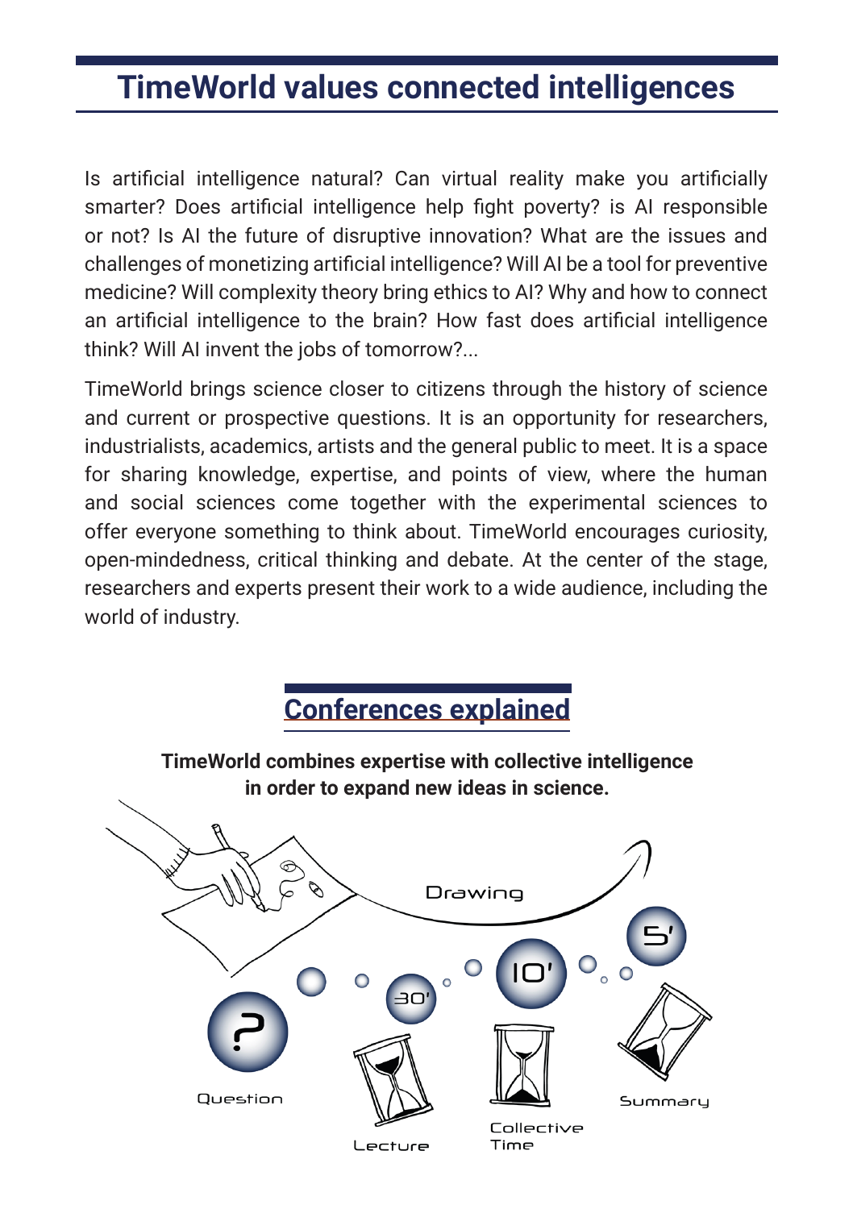# TimeWorld values connected intelligences

Is artificial intelligence natural? Can virtual reality make you artificially smarter? Does artificial intelligence help fight poverty? is AI responsible or not? Is AI the future of disruptive innovation? What are the issues and challenges of monetizing artificial intelligence? Will AI be a tool for preventive medicine? Will complexity theory bring ethics to AI? Why and how to connect an artificial intelligence to the brain? How fast does artificial intelligence think? Will AI invent the jobs of tomorrow?...

TimeWorld brings science closer to citizens through the history of science and current or prospective questions. It is an opportunity for researchers, industrialists, academics, artists and the general public to meet. It is a space for sharing knowledge, expertise, and points of view, where the human and social sciences come together with the experimental sciences to offer everyone something to think about. TimeWorld encourages curiosity, open-mindedness, critical thinking and debate. At the center of the stage, researchers and experts present their work to a wide audience, including the world of industry.

## Conferences explained

**TimeWorld combines expertise with collective intelligence in order to expand new ideas in science.**

Drawing

? Question

30' Lecture

10' Collective Time

5' Summary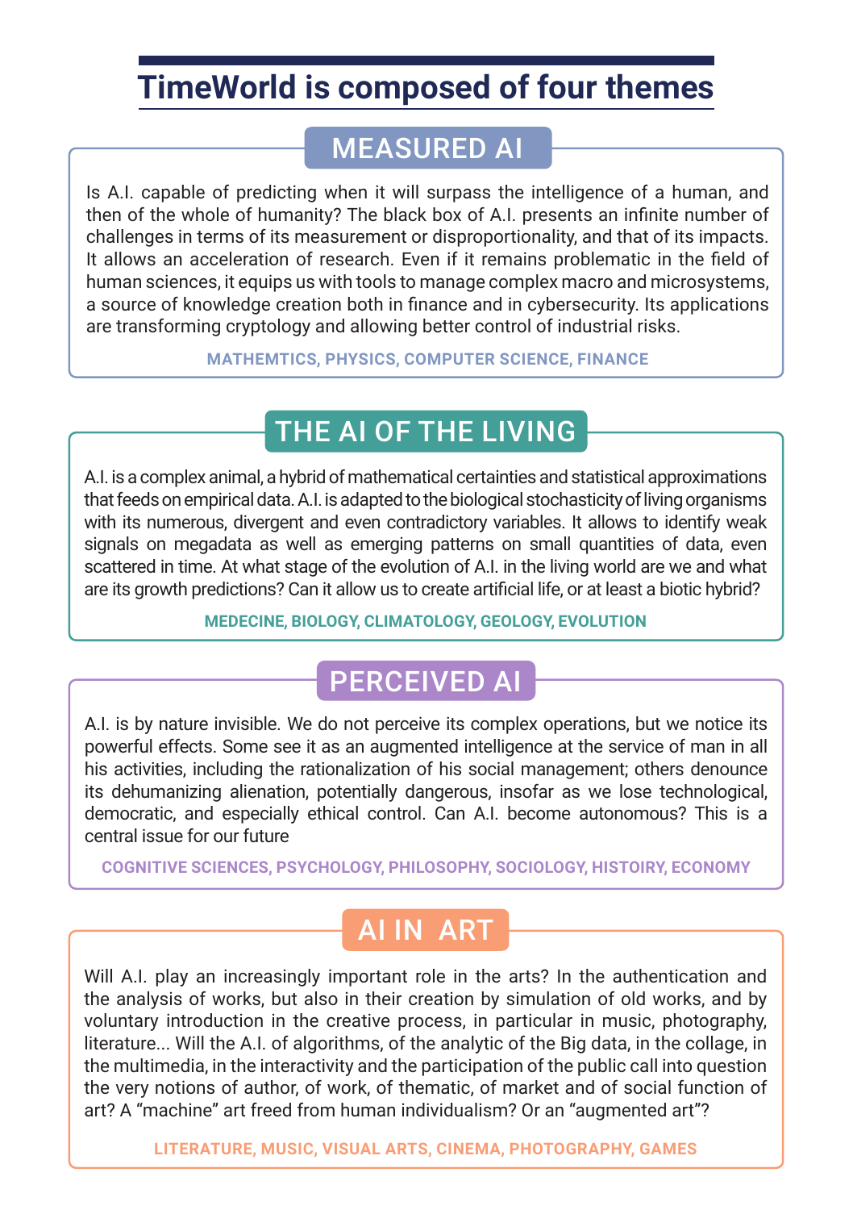# TimeWorld is composed of four themes

## MEASURED AI

Is A.I. capable of predicting when it will surpass the intelligence of a human, and then of the whole of humanity? The black box of A.I. presents an infinite number of challenges in terms of its measurement or disproportionality, and that of its impacts. It allows an acceleration of research. Even if it remains problematic in the field of human sciences, it equips us with tools to manage complex macro and microsystems, a source of knowledge creation both in finance and in cybersecurity. Its applications are transforming cryptology and allowing better control of industrial risks.

**MATHEMTICS, PHYSICS, COMPUTER SCIENCE, FINANCE**

## THE AI OF THE LIVING

A.I. is a complex animal, a hybrid of mathematical certainties and statistical approximations that feeds on empirical data. A.I. is adapted to the biological stochasticity of living organisms with its numerous, divergent and even contradictory variables. It allows to identify weak signals on megadata as well as emerging patterns on small quantities of data, even scattered in time. At what stage of the evolution of A.I. in the living world are we and what are its growth predictions? Can it allow us to create artificial life, or at least a biotic hybrid?

**MEDECINE, BIOLOGY, CLIMATOLOGY, GEOLOGY, EVOLUTION**

## PERCEIVED AI

A.I. is by nature invisible. We do not perceive its complex operations, but we notice its powerful effects. Some see it as an augmented intelligence at the service of man in all his activities, including the rationalization of his social management; others denounce its dehumanizing alienation, potentially dangerous, insofar as we lose technological, democratic, and especially ethical control. Can A.I. become autonomous? This is a central issue for our future

**COGNITIVE SCIENCES, PSYCHOLOGY, PHILOSOPHY, SOCIOLOGY, HISTOIRY, ECONOMY**

## AI IN ART

Will A.I. play an increasingly important role in the arts? In the authentication and the analysis of works, but also in their creation by simulation of old works, and by voluntary introduction in the creative process, in particular in music, photography, literature... Will the A.I. of algorithms, of the analytic of the Big data, in the collage, in the multimedia, in the interactivity and the participation of the public call into question the very notions of author, of work, of thematic, of market and of social function of art? A “machine” art freed from human individualism? Or an “augmented art”?

**LITERATURE, MUSIC, VISUAL ARTS, CINEMA, PHOTOGRAPHY, GAMES**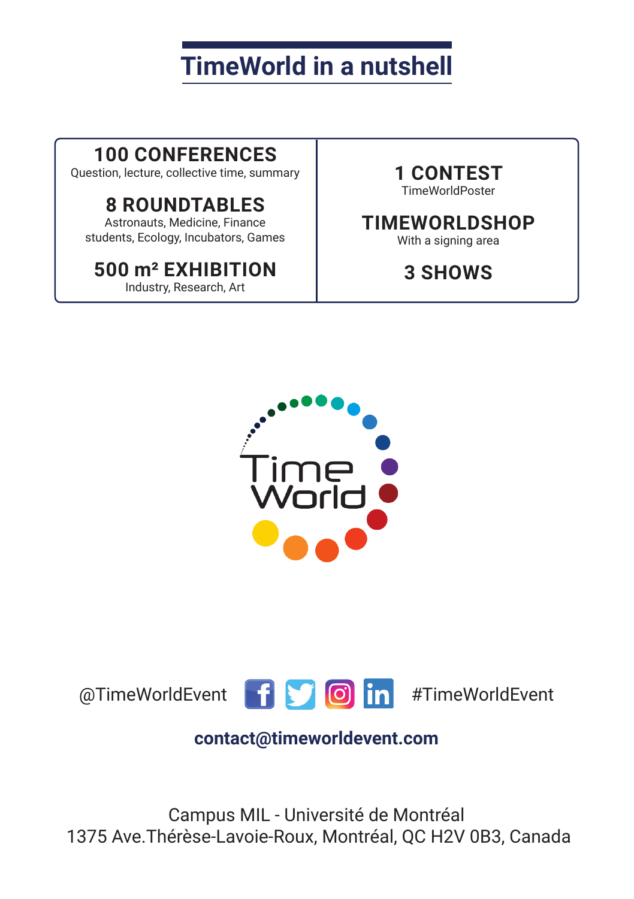# TimeWorld in a nutshell

**100 CONFERENCES**
Question, lecture, collective time, summary

**8 ROUNDTABLES**
Astronauts, Medicine, Finance students, Ecology, Incubators, Games

**500 m² EXHIBITION**
Industry, Research, Art

**1 CONTEST**
TimeWorldPoster

**TIMEWORLDSHOP**
With a signing area

**3 SHOWS**

Time World

@TimeWorldEvent #TimeWorldEvent

**contact@timeworldevent.com**

Campus MIL - Université de Montréal
1375 Ave.Thérèse-Lavoie-Roux, Montréal, QC H2V 0B3, Canada